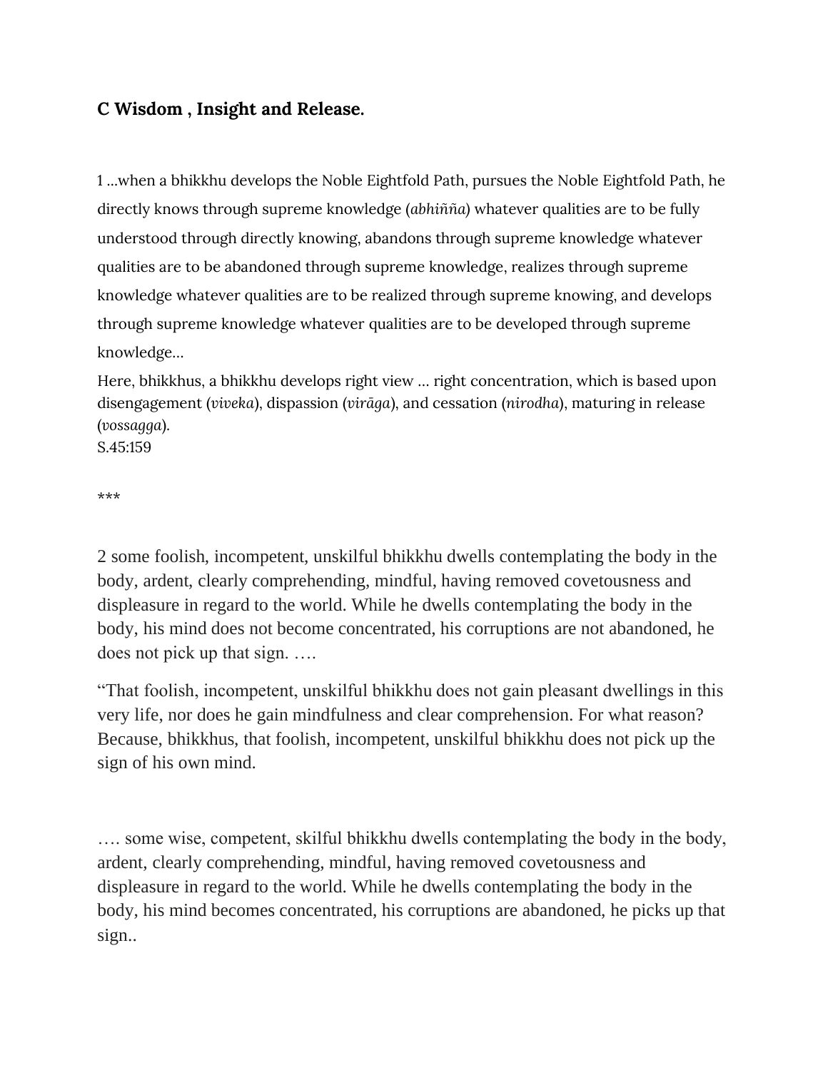### C Wisdom , Insight and Release.

1 ...when a bhikkhu develops the Noble Eightfold Path, pursues the Noble Eightfold Path, he directly knows through supreme knowledge (*abhiñña*) whatever qualities are to be fully understood through directly knowing, abandons through supreme knowledge whatever qualities are to be abandoned through supreme knowledge, realizes through supreme knowledge whatever qualities are to be realized through supreme knowing, and develops through supreme knowledge whatever qualities are to be developed through supreme knowledge...

Here, bhikkhus, a bhikkhu develops right view ... right concentration, which is based upon disengagement (*viveka*), dispassion (*virāga*), and cessation (*nirodha*), maturing in release (*vossagga*).
S.45:159

***

2 some foolish, incompetent, unskilful bhikkhu dwells contemplating the body in the body, ardent, clearly comprehending, mindful, having removed covetousness and displeasure in regard to the world. While he dwells contemplating the body in the body, his mind does not become concentrated, his corruptions are not abandoned, he does not pick up that sign. ….

"That foolish, incompetent, unskilful bhikkhu does not gain pleasant dwellings in this very life, nor does he gain mindfulness and clear comprehension. For what reason? Because, bhikkhus, that foolish, incompetent, unskilful bhikkhu does not pick up the sign of his own mind.

…. some wise, competent, skilful bhikkhu dwells contemplating the body in the body, ardent, clearly comprehending, mindful, having removed covetousness and displeasure in regard to the world. While he dwells contemplating the body in the body, his mind becomes concentrated, his corruptions are abandoned, he picks up that sign..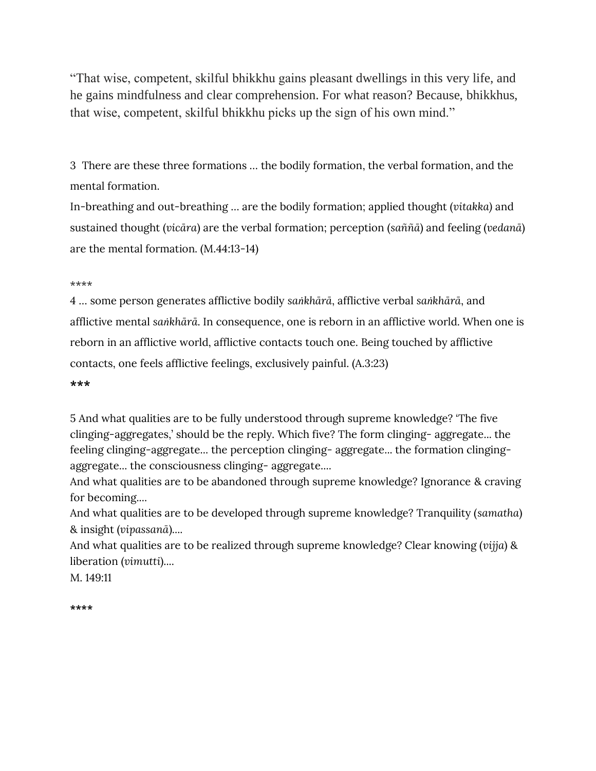“That wise, competent, skilful bhikkhu gains pleasant dwellings in this very life, and he gains mindfulness and clear comprehension. For what reason? Because, bhikkhus, that wise, competent, skilful bhikkhu picks up the sign of his own mind.”

3  There are these three formations … the bodily formation, the verbal formation, and the mental formation.
In-breathing and out-breathing … are the bodily formation; applied thought (*vitakka*) and sustained thought (*vicāra*) are the verbal formation; perception (*saññā*) and feeling (*vedanā*) are the mental formation. (M.44:13-14)

****

4 … some person generates afflictive bodily *saṅkhārā*, afflictive verbal *saṅkhārā*, and afflictive mental *saṅkhārā*. In consequence, one is reborn in an afflictive world. When one is reborn in an afflictive world, afflictive contacts touch one. Being touched by afflictive contacts, one feels afflictive feelings, exclusively painful. (A.3:23)

***

5 And what qualities are to be fully understood through supreme knowledge? ‘The five clinging-aggregates,’ should be the reply. Which five? The form clinging- aggregate… the feeling clinging-aggregate… the perception clinging- aggregate… the formation clinging-aggregate… the consciousness clinging- aggregate….
And what qualities are to be abandoned through supreme knowledge? Ignorance & craving for becoming….
And what qualities are to be developed through supreme knowledge? Tranquility (*samatha*) & insight (*vipassanā*)….
And what qualities are to be realized through supreme knowledge? Clear knowing (*vijja*) & liberation (*vimutti*)….
M. 149:11

****